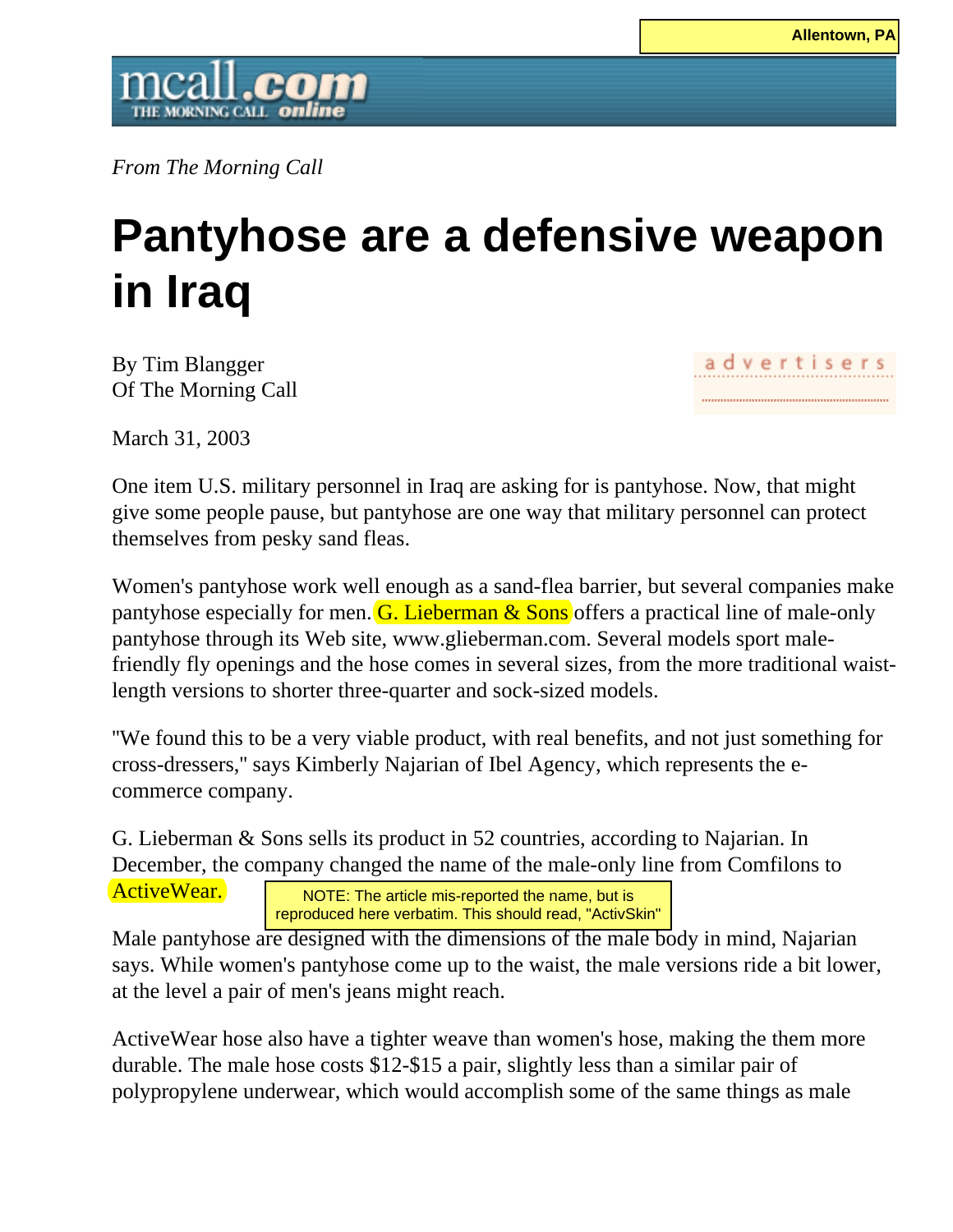Allentown, PA

mcall.com THE MORNING CALL online

*From The Morning Call*

# Pantyhose are a defensive weapon in Iraq

By Tim Blangger
Of The Morning Call

advertisers

March 31, 2003

One item U.S. military personnel in Iraq are asking for is pantyhose. Now, that might give some people pause, but pantyhose are one way that military personnel can protect themselves from pesky sand fleas.

Women's pantyhose work well enough as a sand-flea barrier, but several companies make pantyhose especially for men. G. Lieberman & Sons offers a practical line of male-only pantyhose through its Web site, www.glieberman.com. Several models sport male-friendly fly openings and the hose comes in several sizes, from the more traditional waist-length versions to shorter three-quarter and sock-sized models.

"We found this to be a very viable product, with real benefits, and not just something for cross-dressers," says Kimberly Najarian of Ibel Agency, which represents the e-commerce company.

G. Lieberman & Sons sells its product in 52 countries, according to Najarian. In December, the company changed the name of the male-only line from Comfilons to ActiveWear.

NOTE: The article mis-reported the name, but is reproduced here verbatim. This should read, "ActivSkin"

Male pantyhose are designed with the dimensions of the male body in mind, Najarian says. While women's pantyhose come up to the waist, the male versions ride a bit lower, at the level a pair of men's jeans might reach.

ActiveWear hose also have a tighter weave than women's hose, making the them more durable. The male hose costs $12-$15 a pair, slightly less than a similar pair of polypropylene underwear, which would accomplish some of the same things as male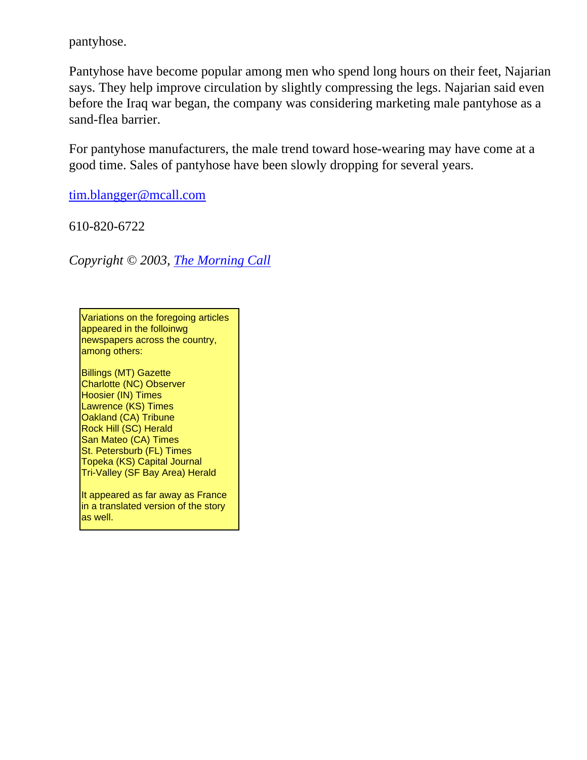pantyhose.

Pantyhose have become popular among men who spend long hours on their feet, Najarian says. They help improve circulation by slightly compressing the legs. Najarian said even before the Iraq war began, the company was considering marketing male pantyhose as a sand-flea barrier.

For pantyhose manufacturers, the male trend toward hose-wearing may have come at a good time. Sales of pantyhose have been slowly dropping for several years.

tim.blangger@mcall.com

610-820-6722

*Copyright © 2003, The Morning Call*

Variations on the foregoing articles appeared in the folloinwg newspapers across the country, among others:

Billings (MT) Gazette
Charlotte (NC) Observer
Hoosier (IN) Times
Lawrence (KS) Times
Oakland (CA) Tribune
Rock Hill (SC) Herald
San Mateo (CA) Times
St. Petersburb (FL) Times
Topeka (KS) Capital Journal
Tri-Valley (SF Bay Area) Herald

It appeared as far away as France in a translated version of the story as well.